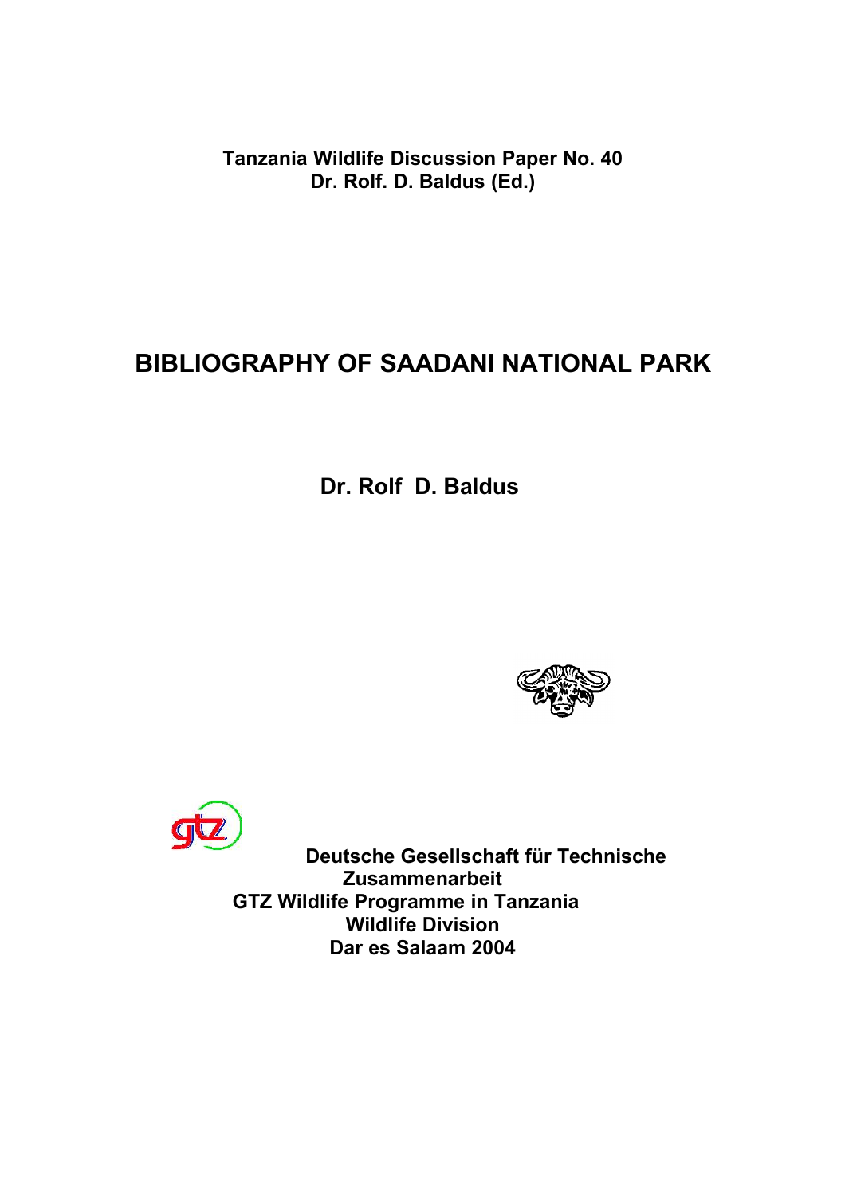**Tanzania Wildlife Discussion Paper No. 40**
**Dr. Rolf. D. Baldus (Ed.)**

# BIBLIOGRAPHY OF SAADANI NATIONAL PARK

**Dr. Rolf D. Baldus**

**Deutsche Gesellschaft für Technische Zusammenarbeit**
**GTZ Wildlife Programme in Tanzania**
**Wildlife Division**
**Dar es Salaam 2004**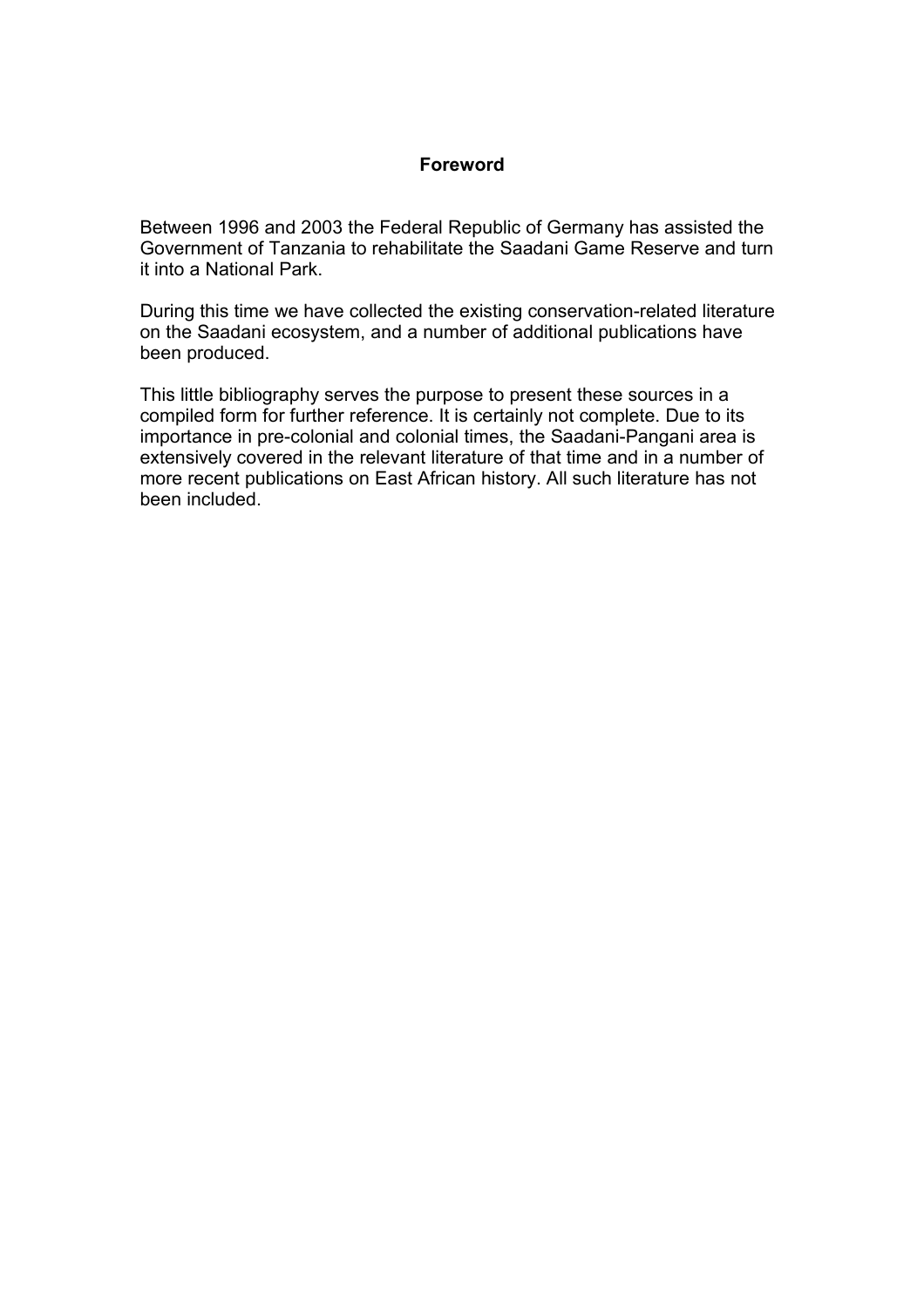## Foreword

Between 1996 and 2003 the Federal Republic of Germany has assisted the Government of Tanzania to rehabilitate the Saadani Game Reserve and turn it into a National Park.

During this time we have collected the existing conservation-related literature on the Saadani ecosystem, and a number of additional publications have been produced.

This little bibliography serves the purpose to present these sources in a compiled form for further reference. It is certainly not complete. Due to its importance in pre-colonial and colonial times, the Saadani-Pangani area is extensively covered in the relevant literature of that time and in a number of more recent publications on East African history. All such literature has not been included.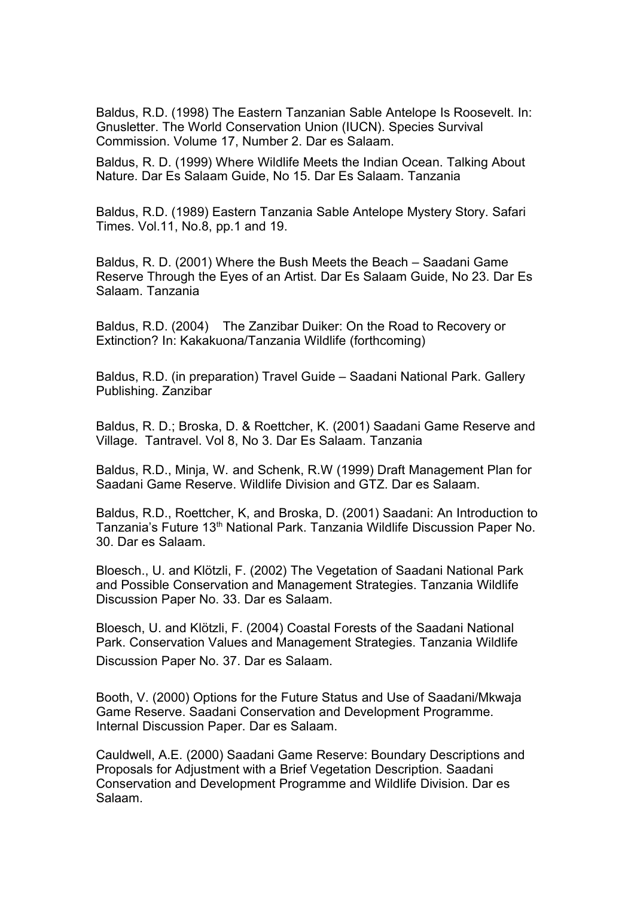Baldus, R.D. (1998) The Eastern Tanzanian Sable Antelope Is Roosevelt. In: Gnusletter. The World Conservation Union (IUCN). Species Survival Commission. Volume 17, Number 2. Dar es Salaam.

Baldus, R. D. (1999) Where Wildlife Meets the Indian Ocean. Talking About Nature. Dar Es Salaam Guide, No 15. Dar Es Salaam. Tanzania

Baldus, R.D. (1989) Eastern Tanzania Sable Antelope Mystery Story. Safari Times. Vol.11, No.8, pp.1 and 19.

Baldus, R. D. (2001) Where the Bush Meets the Beach – Saadani Game Reserve Through the Eyes of an Artist. Dar Es Salaam Guide, No 23. Dar Es Salaam. Tanzania

Baldus, R.D. (2004) The Zanzibar Duiker: On the Road to Recovery or Extinction? In: Kakakuona/Tanzania Wildlife (forthcoming)

Baldus, R.D. (in preparation) Travel Guide – Saadani National Park. Gallery Publishing. Zanzibar

Baldus, R. D.; Broska, D. & Roettcher, K. (2001) Saadani Game Reserve and Village. Tantravel. Vol 8, No 3. Dar Es Salaam. Tanzania

Baldus, R.D., Minja, W. and Schenk, R.W (1999) Draft Management Plan for Saadani Game Reserve. Wildlife Division and GTZ. Dar es Salaam.

Baldus, R.D., Roettcher, K, and Broska, D. (2001) Saadani: An Introduction to Tanzania's Future 13th National Park. Tanzania Wildlife Discussion Paper No. 30. Dar es Salaam.

Bloesch., U. and Klötzli, F. (2002) The Vegetation of Saadani National Park and Possible Conservation and Management Strategies. Tanzania Wildlife Discussion Paper No. 33. Dar es Salaam.

Bloesch, U. and Klötzli, F. (2004) Coastal Forests of the Saadani National Park. Conservation Values and Management Strategies. Tanzania Wildlife Discussion Paper No. 37. Dar es Salaam.

Booth, V. (2000) Options for the Future Status and Use of Saadani/Mkwaja Game Reserve. Saadani Conservation and Development Programme. Internal Discussion Paper. Dar es Salaam.

Cauldwell, A.E. (2000) Saadani Game Reserve: Boundary Descriptions and Proposals for Adjustment with a Brief Vegetation Description. Saadani Conservation and Development Programme and Wildlife Division. Dar es Salaam.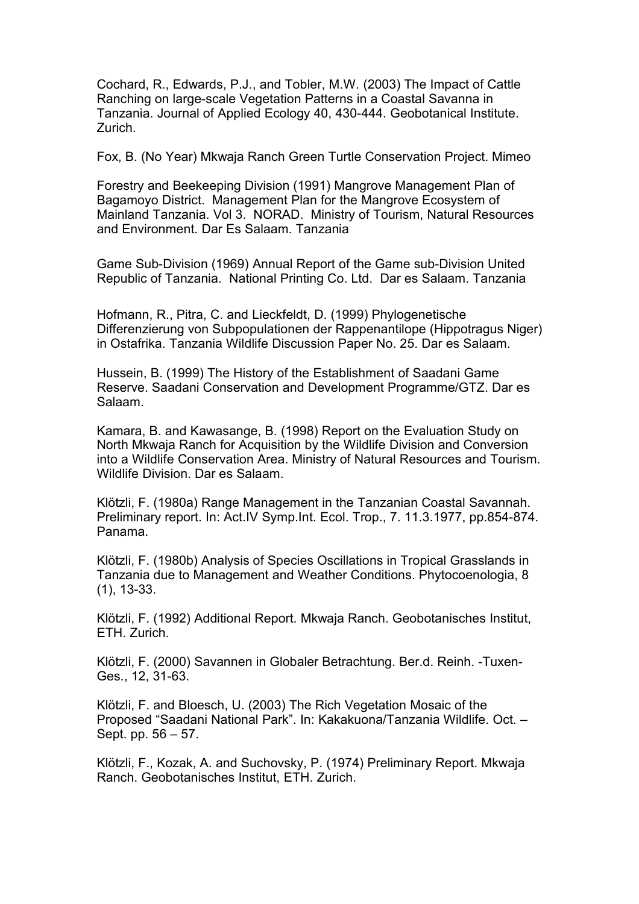Cochard, R., Edwards, P.J., and Tobler, M.W. (2003) The Impact of Cattle Ranching on large-scale Vegetation Patterns in a Coastal Savanna in Tanzania. Journal of Applied Ecology 40, 430-444. Geobotanical Institute. Zurich.

Fox, B. (No Year) Mkwaja Ranch Green Turtle Conservation Project. Mimeo

Forestry and Beekeeping Division (1991) Mangrove Management Plan of Bagamoyo District. Management Plan for the Mangrove Ecosystem of Mainland Tanzania. Vol 3. NORAD. Ministry of Tourism, Natural Resources and Environment. Dar Es Salaam. Tanzania

Game Sub-Division (1969) Annual Report of the Game sub-Division United Republic of Tanzania. National Printing Co. Ltd. Dar es Salaam. Tanzania

Hofmann, R., Pitra, C. and Lieckfeldt, D. (1999) Phylogenetische Differenzierung von Subpopulationen der Rappenantilope (Hippotragus Niger) in Ostafrika. Tanzania Wildlife Discussion Paper No. 25. Dar es Salaam.

Hussein, B. (1999) The History of the Establishment of Saadani Game Reserve. Saadani Conservation and Development Programme/GTZ. Dar es Salaam.

Kamara, B. and Kawasange, B. (1998) Report on the Evaluation Study on North Mkwaja Ranch for Acquisition by the Wildlife Division and Conversion into a Wildlife Conservation Area. Ministry of Natural Resources and Tourism. Wildlife Division. Dar es Salaam.

Klötzli, F. (1980a) Range Management in the Tanzanian Coastal Savannah. Preliminary report. In: Act.IV Symp.Int. Ecol. Trop., 7. 11.3.1977, pp.854-874. Panama.

Klötzli, F. (1980b) Analysis of Species Oscillations in Tropical Grasslands in Tanzania due to Management and Weather Conditions. Phytocoenologia, 8 (1), 13-33.

Klötzli, F. (1992) Additional Report. Mkwaja Ranch. Geobotanisches Institut, ETH. Zurich.

Klötzli, F. (2000) Savannen in Globaler Betrachtung. Ber.d. Reinh. -Tuxen-Ges., 12, 31-63.

Klötzli, F. and Bloesch, U. (2003) The Rich Vegetation Mosaic of the Proposed "Saadani National Park". In: Kakakuona/Tanzania Wildlife. Oct. – Sept. pp. 56 – 57.

Klötzli, F., Kozak, A. and Suchovsky, P. (1974) Preliminary Report. Mkwaja Ranch. Geobotanisches Institut, ETH. Zurich.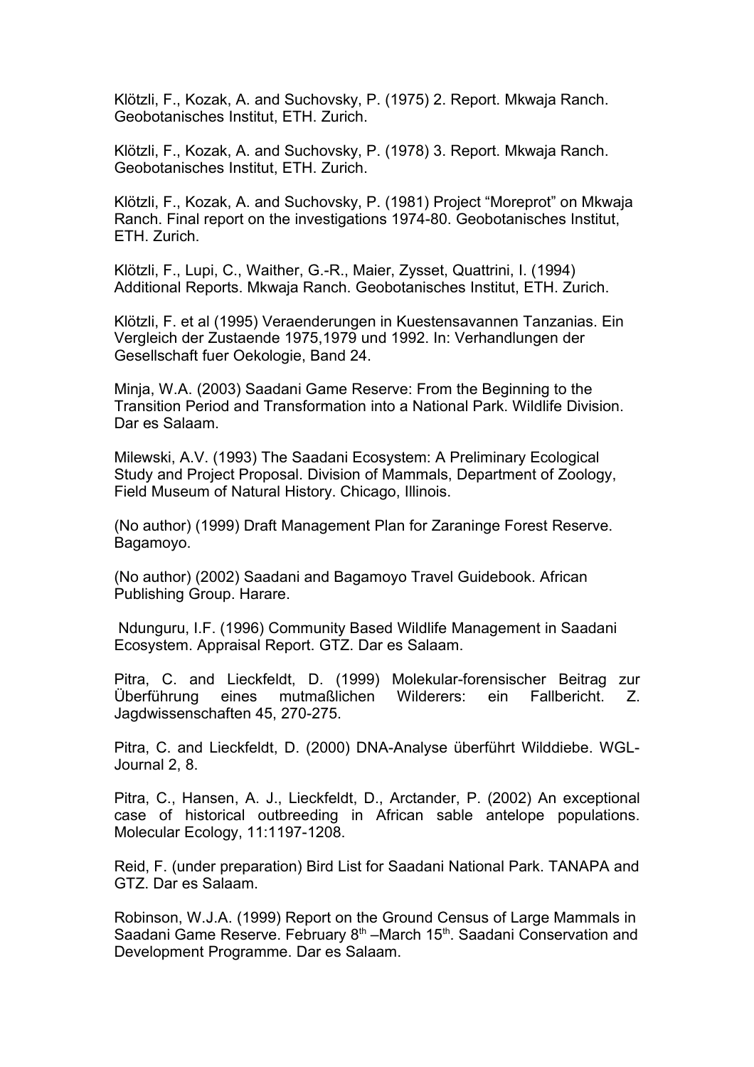Klötzli, F., Kozak, A. and Suchovsky, P. (1975) 2. Report. Mkwaja Ranch. Geobotanisches Institut, ETH. Zurich.

Klötzli, F., Kozak, A. and Suchovsky, P. (1978) 3. Report. Mkwaja Ranch. Geobotanisches Institut, ETH. Zurich.

Klötzli, F., Kozak, A. and Suchovsky, P. (1981) Project “Moreprot” on Mkwaja Ranch. Final report on the investigations 1974-80. Geobotanisches Institut, ETH. Zurich.

Klötzli, F., Lupi, C., Waither, G.-R., Maier, Zysset, Quattrini, I. (1994) Additional Reports. Mkwaja Ranch. Geobotanisches Institut, ETH. Zurich.

Klötzli, F. et al (1995) Veraenderungen in Kuestensavannen Tanzanias. Ein Vergleich der Zustaende 1975,1979 und 1992. In: Verhandlungen der Gesellschaft fuer Oekologie, Band 24.

Minja, W.A. (2003) Saadani Game Reserve: From the Beginning to the Transition Period and Transformation into a National Park. Wildlife Division. Dar es Salaam.

Milewski, A.V. (1993) The Saadani Ecosystem: A Preliminary Ecological Study and Project Proposal. Division of Mammals, Department of Zoology, Field Museum of Natural History. Chicago, Illinois.

(No author) (1999) Draft Management Plan for Zaraninge Forest Reserve. Bagamoyo.

(No author) (2002) Saadani and Bagamoyo Travel Guidebook. African Publishing Group. Harare.

Ndunguru, I.F. (1996) Community Based Wildlife Management in Saadani Ecosystem. Appraisal Report. GTZ. Dar es Salaam.

Pitra, C. and Lieckfeldt, D. (1999) Molekular-forensischer Beitrag zur Überführung eines mutmaßlichen Wilderers: ein Fallbericht. Z. Jagdwissenschaften 45, 270-275.

Pitra, C. and Lieckfeldt, D. (2000) DNA-Analyse überführt Wilddiebe. WGL-Journal 2, 8.

Pitra, C., Hansen, A. J., Lieckfeldt, D., Arctander, P. (2002) An exceptional case of historical outbreeding in African sable antelope populations. Molecular Ecology, 11:1197-1208.

Reid, F. (under preparation) Bird List for Saadani National Park. TANAPA and GTZ. Dar es Salaam.

Robinson, W.J.A. (1999) Report on the Ground Census of Large Mammals in Saadani Game Reserve. February 8th –March 15th. Saadani Conservation and Development Programme. Dar es Salaam.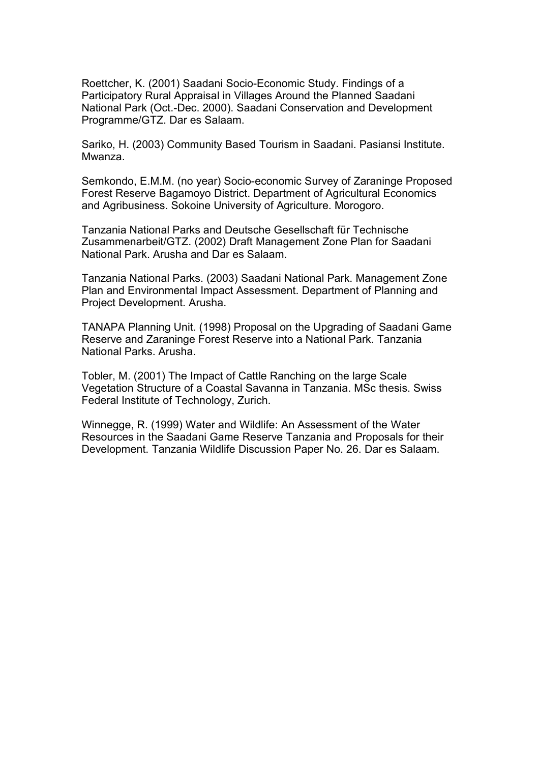Roettcher, K. (2001) Saadani Socio-Economic Study. Findings of a Participatory Rural Appraisal in Villages Around the Planned Saadani National Park (Oct.-Dec. 2000). Saadani Conservation and Development Programme/GTZ. Dar es Salaam.

Sariko, H. (2003) Community Based Tourism in Saadani. Pasiansi Institute. Mwanza.

Semkondo, E.M.M. (no year) Socio-economic Survey of Zaraninge Proposed Forest Reserve Bagamoyo District. Department of Agricultural Economics and Agribusiness. Sokoine University of Agriculture. Morogoro.

Tanzania National Parks and Deutsche Gesellschaft für Technische Zusammenarbeit/GTZ. (2002) Draft Management Zone Plan for Saadani National Park. Arusha and Dar es Salaam.

Tanzania National Parks. (2003) Saadani National Park. Management Zone Plan and Environmental Impact Assessment. Department of Planning and Project Development. Arusha.

TANAPA Planning Unit. (1998) Proposal on the Upgrading of Saadani Game Reserve and Zaraninge Forest Reserve into a National Park. Tanzania National Parks. Arusha.

Tobler, M. (2001) The Impact of Cattle Ranching on the large Scale Vegetation Structure of a Coastal Savanna in Tanzania. MSc thesis. Swiss Federal Institute of Technology, Zurich.

Winnegge, R. (1999) Water and Wildlife: An Assessment of the Water Resources in the Saadani Game Reserve Tanzania and Proposals for their Development. Tanzania Wildlife Discussion Paper No. 26. Dar es Salaam.